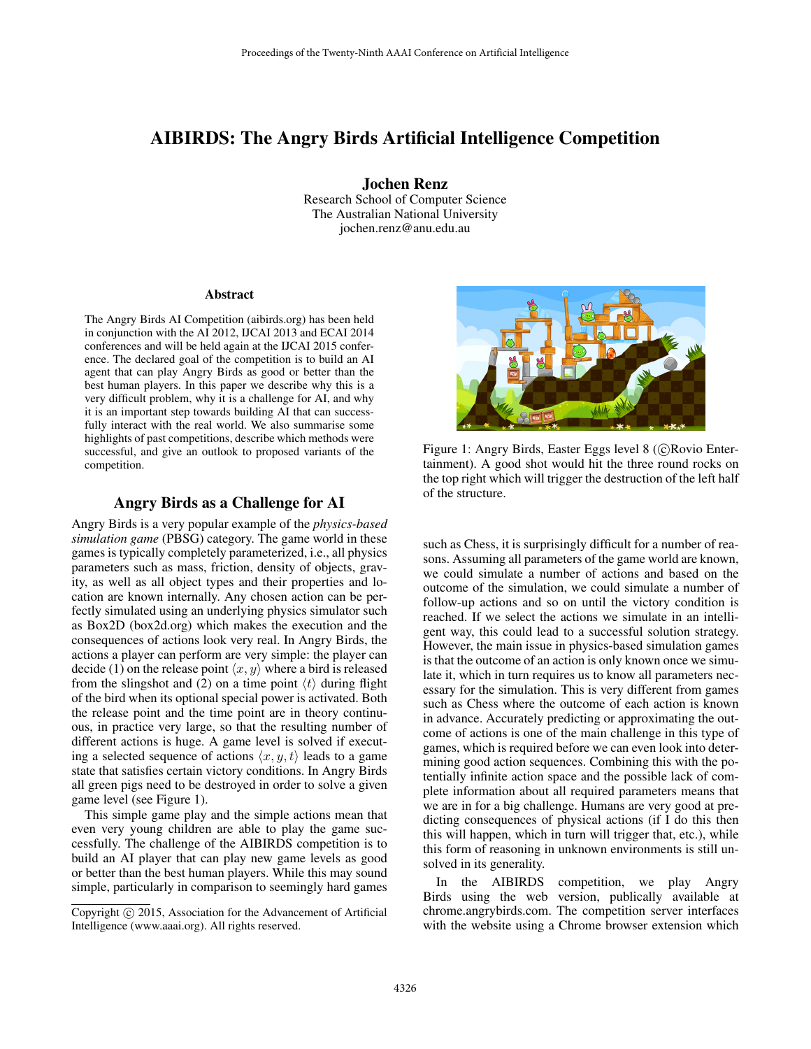# AIBIRDS: The Angry Birds Artificial Intelligence Competition

**Jochen Renz**
Research School of Computer Science
The Australian National University
jochen.renz@anu.edu.au

## Abstract

The Angry Birds AI Competition (aibirds.org) has been held in conjunction with the AI 2012, IJCAI 2013 and ECAI 2014 conferences and will be held again at the IJCAI 2015 conference. The declared goal of the competition is to build an AI agent that can play Angry Birds as good or better than the best human players. In this paper we describe why this is a very difficult problem, why it is a challenge for AI, and why it is an important step towards building AI that can successfully interact with the real world. We also summarise some highlights of past competitions, describe which methods were successful, and give an outlook to proposed variants of the competition.

## Angry Birds as a Challenge for AI

Angry Birds is a very popular example of the *physics-based simulation game* (PBSG) category. The game world in these games is typically completely parameterized, i.e., all physics parameters such as mass, friction, density of objects, gravity, as well as all object types and their properties and location are known internally. Any chosen action can be perfectly simulated using an underlying physics simulator such as Box2D (box2d.org) which makes the execution and the consequences of actions look very real. In Angry Birds, the actions a player can perform are very simple: the player can decide (1) on the release point $\langle x, y \rangle$ where a bird is released from the slingshot and (2) on a time point $\langle t \rangle$ during flight of the bird when its optional special power is activated. Both the release point and the time point are in theory continuous, in practice very large, so that the resulting number of different actions is huge. A game level is solved if executing a selected sequence of actions $\langle x, y, t \rangle$ leads to a game state that satisfies certain victory conditions. In Angry Birds all green pigs need to be destroyed in order to solve a given game level (see Figure 1).

This simple game play and the simple actions mean that even very young children are able to play the game successfully. The challenge of the AIBIRDS competition is to build an AI player that can play new game levels as good or better than the best human players. While this may sound simple, particularly in comparison to seemingly hard games such as Chess, it is surprisingly difficult for a number of reasons. Assuming all parameters of the game world are known, we could simulate a number of actions and based on the outcome of the simulation, we could simulate a number of follow-up actions and so on until the victory condition is reached. If we select the actions we simulate in an intelligent way, this could lead to a successful solution strategy. However, the main issue in physics-based simulation games is that the outcome of an action is only known once we simulate it, which in turn requires us to know all parameters necessary for the simulation. This is very different from games such as Chess where the outcome of each action is known in advance. Accurately predicting or approximating the outcome of actions is one of the main challenge in this type of games, which is required before we can even look into determining good action sequences. Combining this with the potentially infinite action space and the possible lack of complete information about all required parameters means that we are in for a big challenge. Humans are very good at predicting consequences of physical actions (if I do this then this will happen, which in turn will trigger that, etc.), while this form of reasoning in unknown environments is still unsolved in its generality.

Figure 1: Angry Birds, Easter Eggs level 8 (©Rovio Entertainment). A good shot would hit the three round rocks on the top right which will trigger the destruction of the left half of the structure.

In the AIBIRDS competition, we play Angry Birds using the web version, publically available at chrome.angrybirds.com. The competition server interfaces with the website using a Chrome browser extension which

Copyright © 2015, Association for the Advancement of Artificial Intelligence (www.aaai.org). All rights reserved.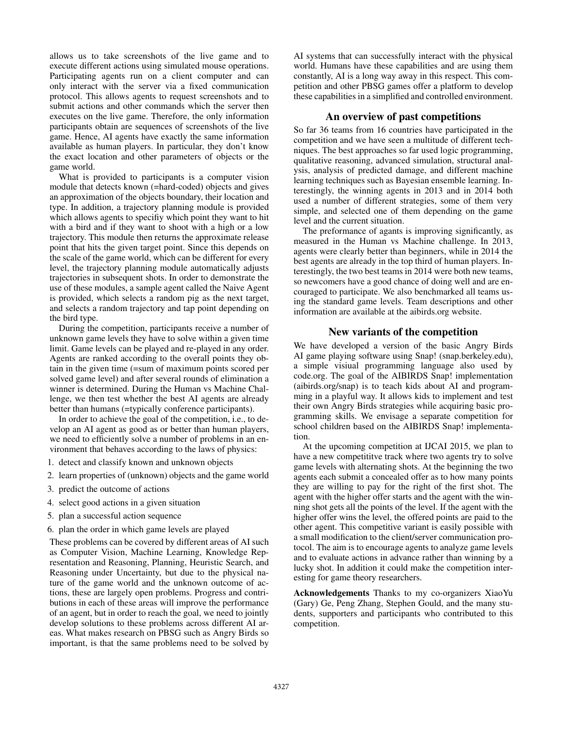allows us to take screenshots of the live game and to execute different actions using simulated mouse operations. Participating agents run on a client computer and can only interact with the server via a fixed communication protocol. This allows agents to request screenshots and to submit actions and other commands which the server then executes on the live game. Therefore, the only information participants obtain are sequences of screenshots of the live game. Hence, AI agents have exactly the same information available as human players. In particular, they don't know the exact location and other parameters of objects or the game world.

What is provided to participants is a computer vision module that detects known (=hard-coded) objects and gives an approximation of the objects boundary, their location and type. In addition, a trajectory planning module is provided which allows agents to specifiy which point they want to hit with a bird and if they want to shoot with a high or a low trajectory. This module then returns the approximate release point that hits the given target point. Since this depends on the scale of the game world, which can be different for every level, the trajectory planning module automatically adjusts trajectories in subsequent shots. In order to demonstrate the use of these modules, a sample agent called the Naive Agent is provided, which selects a random pig as the next target, and selects a random trajectory and tap point depending on the bird type.

During the competition, participants receive a number of unknown game levels they have to solve within a given time limit. Game levels can be played and re-played in any order. Agents are ranked according to the overall points they obtain in the given time (=sum of maximum points scored per solved game level) and after several rounds of elimination a winner is determined. During the Human vs Machine Challenge, we then test whether the best AI agents are already better than humans (=typically conference participants).

In order to achieve the goal of the competition, i.e., to develop an AI agent as good as or better than human players, we need to efficiently solve a number of problems in an environment that behaves according to the laws of physics:

1. detect and classify known and unknown objects
2. learn properties of (unknown) objects and the game world
3. predict the outcome of actions
4. select good actions in a given situation
5. plan a successful action sequence
6. plan the order in which game levels are played

These problems can be covered by different areas of AI such as Computer Vision, Machine Learning, Knowledge Representation and Reasoning, Planning, Heuristic Search, and Reasoning under Uncertainty, but due to the physical nature of the game world and the unknown outcome of actions, these are largely open problems. Progress and contributions in each of these areas will improve the performance of an agent, but in order to reach the goal, we need to jointly develop solutions to these problems across different AI areas. What makes research on PBSG such as Angry Birds so important, is that the same problems need to be solved by AI systems that can successfully interact with the physical world. Humans have these capabilities and are using them constantly, AI is a long way away in this respect. This competition and other PBSG games offer a platform to develop these capabilities in a simplified and controlled environment.

## An overview of past competitions

So far 36 teams from 16 countries have participated in the competition and we have seen a multitude of different techniques. The best approaches so far used logic programming, qualitative reasoning, advanced simulation, structural analysis, analysis of predicted damage, and different machine learning techniques such as Bayesian ensemble learning. Interestingly, the winning agents in 2013 and in 2014 both used a number of different strategies, some of them very simple, and selected one of them depending on the game level and the current situation.

The preformance of agants is improving significantly, as measured in the Human vs Machine challenge. In 2013, agents were clearly better than beginners, while in 2014 the best agents are already in the top third of human players. Interestingly, the two best teams in 2014 were both new teams, so newcomers have a good chance of doing well and are encouraged to participate. We also benchmarked all teams using the standard game levels. Team descriptions and other information are available at the aibirds.org website.

## New variants of the competition

We have developed a version of the basic Angry Birds AI game playing software using Snap! (snap.berkeley.edu), a simple visiual programming language also used by code.org. The goal of the AIBIRDS Snap! implementation (aibirds.org/snap) is to teach kids about AI and programming in a playful way. It allows kids to implement and test their own Angry Birds strategies while acquiring basic programming skills. We envisage a separate competition for school children based on the AIBIRDS Snap! implementation.

At the upcoming competition at IJCAI 2015, we plan to have a new competititve track where two agents try to solve game levels with alternating shots. At the beginning the two agents each submit a concealed offer as to how many points they are willing to pay for the right of the first shot. The agent with the higher offer starts and the agent with the winning shot gets all the points of the level. If the agent with the higher offer wins the level, the offered points are paid to the other agent. This competitive variant is easily possible with a small modification to the client/server communication protocol. The aim is to encourage agents to analyze game levels and to evaluate actions in advance rather than winning by a lucky shot. In addition it could make the competition interesting for game theory researchers.

**Acknowledgements** Thanks to my co-organizers XiaoYu (Gary) Ge, Peng Zhang, Stephen Gould, and the many students, supporters and participants who contributed to this competition.